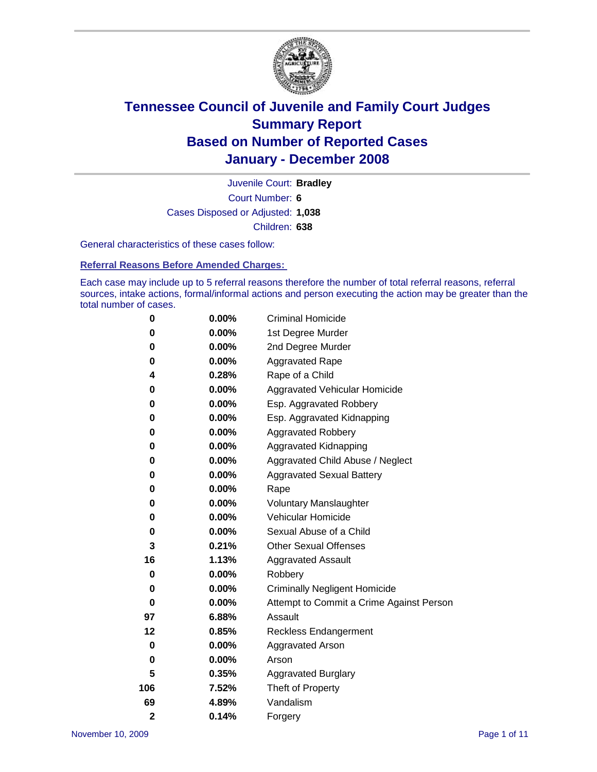# Tennessee Council of Juvenile and Family Court Judges
# Summary Report
# Based on Number of Reported Cases
# January - December 2008

Juvenile Court: **Bradley**

Court Number: **6**

Cases Disposed or Adjusted: **1,038**

Children: **638**

General characteristics of these cases follow:

## Referral Reasons Before Amended Charges:

Each case may include up to 5 referral reasons therefore the number of total referral reasons, referral sources, intake actions, formal/informal actions and person executing the action may be greater than the total number of cases.

| | | |
|---|---|---|
| 0 | 0.00% | Criminal Homicide |
| 0 | 0.00% | 1st Degree Murder |
| 0 | 0.00% | 2nd Degree Murder |
| 0 | 0.00% | Aggravated Rape |
| 4 | 0.28% | Rape of a Child |
| 0 | 0.00% | Aggravated Vehicular Homicide |
| 0 | 0.00% | Esp. Aggravated Robbery |
| 0 | 0.00% | Esp. Aggravated Kidnapping |
| 0 | 0.00% | Aggravated Robbery |
| 0 | 0.00% | Aggravated Kidnapping |
| 0 | 0.00% | Aggravated Child Abuse / Neglect |
| 0 | 0.00% | Aggravated Sexual Battery |
| 0 | 0.00% | Rape |
| 0 | 0.00% | Voluntary Manslaughter |
| 0 | 0.00% | Vehicular Homicide |
| 0 | 0.00% | Sexual Abuse of a Child |
| 3 | 0.21% | Other Sexual Offenses |
| 16 | 1.13% | Aggravated Assault |
| 0 | 0.00% | Robbery |
| 0 | 0.00% | Criminally Negligent Homicide |
| 0 | 0.00% | Attempt to Commit a Crime Against Person |
| 97 | 6.88% | Assault |
| 12 | 0.85% | Reckless Endangerment |
| 0 | 0.00% | Aggravated Arson |
| 0 | 0.00% | Arson |
| 5 | 0.35% | Aggravated Burglary |
| 106 | 7.52% | Theft of Property |
| 69 | 4.89% | Vandalism |
| 2 | 0.14% | Forgery |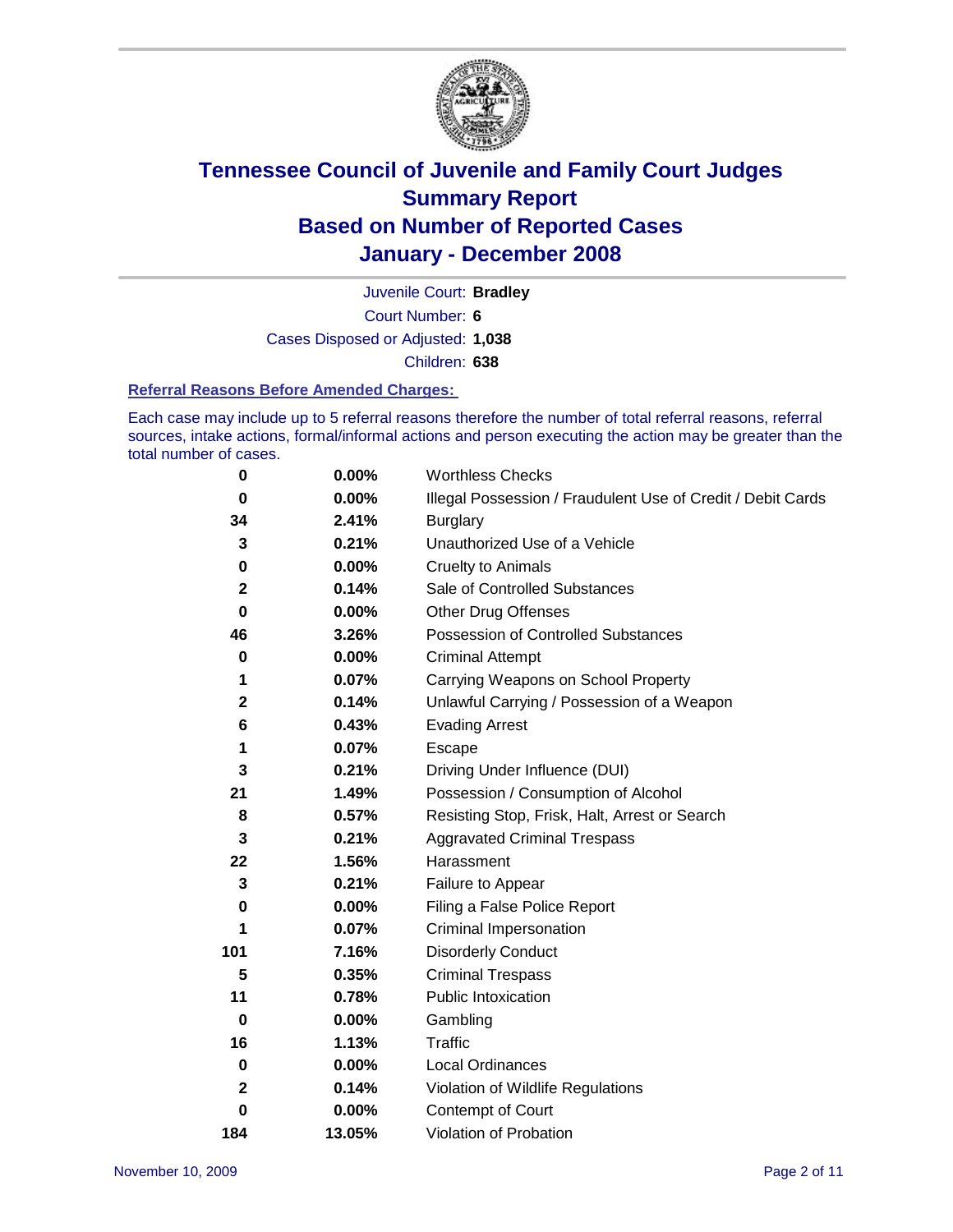# Tennessee Council of Juvenile and Family Court Judges
# Summary Report
# Based on Number of Reported Cases
# January - December 2008

Juvenile Court: **Bradley**

Court Number: **6**

Cases Disposed or Adjusted: **1,038**

Children: **638**

### Referral Reasons Before Amended Charges:

Each case may include up to 5 referral reasons therefore the number of total referral reasons, referral sources, intake actions, formal/informal actions and person executing the action may be greater than the total number of cases.

| | | |
|---|---|---|
| 0 | 0.00% | Worthless Checks |
| 0 | 0.00% | Illegal Possession / Fraudulent Use of Credit / Debit Cards |
| 34 | 2.41% | Burglary |
| 3 | 0.21% | Unauthorized Use of a Vehicle |
| 0 | 0.00% | Cruelty to Animals |
| 2 | 0.14% | Sale of Controlled Substances |
| 0 | 0.00% | Other Drug Offenses |
| 46 | 3.26% | Possession of Controlled Substances |
| 0 | 0.00% | Criminal Attempt |
| 1 | 0.07% | Carrying Weapons on School Property |
| 2 | 0.14% | Unlawful Carrying / Possession of a Weapon |
| 6 | 0.43% | Evading Arrest |
| 1 | 0.07% | Escape |
| 3 | 0.21% | Driving Under Influence (DUI) |
| 21 | 1.49% | Possession / Consumption of Alcohol |
| 8 | 0.57% | Resisting Stop, Frisk, Halt, Arrest or Search |
| 3 | 0.21% | Aggravated Criminal Trespass |
| 22 | 1.56% | Harassment |
| 3 | 0.21% | Failure to Appear |
| 0 | 0.00% | Filing a False Police Report |
| 1 | 0.07% | Criminal Impersonation |
| 101 | 7.16% | Disorderly Conduct |
| 5 | 0.35% | Criminal Trespass |
| 11 | 0.78% | Public Intoxication |
| 0 | 0.00% | Gambling |
| 16 | 1.13% | Traffic |
| 0 | 0.00% | Local Ordinances |
| 2 | 0.14% | Violation of Wildlife Regulations |
| 0 | 0.00% | Contempt of Court |
| 184 | 13.05% | Violation of Probation |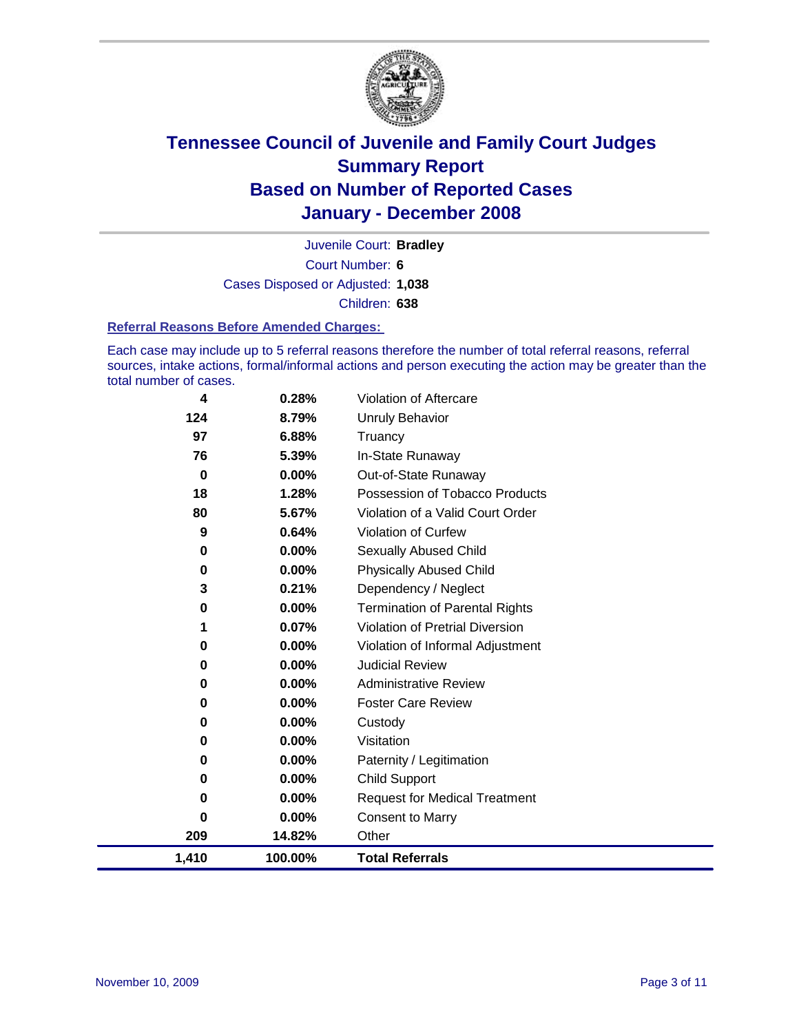# Tennessee Council of Juvenile and Family Court Judges
# Summary Report
# Based on Number of Reported Cases
# January - December 2008

Juvenile Court: **Bradley**

Court Number: **6**

Cases Disposed or Adjusted: **1,038**

Children: **638**

### Referral Reasons Before Amended Charges:

Each case may include up to 5 referral reasons therefore the number of total referral reasons, referral sources, intake actions, formal/informal actions and person executing the action may be greater than the total number of cases.

| | | |
|---|---|---|
| 4 | 0.28% | Violation of Aftercare |
| 124 | 8.79% | Unruly Behavior |
| 97 | 6.88% | Truancy |
| 76 | 5.39% | In-State Runaway |
| 0 | 0.00% | Out-of-State Runaway |
| 18 | 1.28% | Possession of Tobacco Products |
| 80 | 5.67% | Violation of a Valid Court Order |
| 9 | 0.64% | Violation of Curfew |
| 0 | 0.00% | Sexually Abused Child |
| 0 | 0.00% | Physically Abused Child |
| 3 | 0.21% | Dependency / Neglect |
| 0 | 0.00% | Termination of Parental Rights |
| 1 | 0.07% | Violation of Pretrial Diversion |
| 0 | 0.00% | Violation of Informal Adjustment |
| 0 | 0.00% | Judicial Review |
| 0 | 0.00% | Administrative Review |
| 0 | 0.00% | Foster Care Review |
| 0 | 0.00% | Custody |
| 0 | 0.00% | Visitation |
| 0 | 0.00% | Paternity / Legitimation |
| 0 | 0.00% | Child Support |
| 0 | 0.00% | Request for Medical Treatment |
| 0 | 0.00% | Consent to Marry |
| 209 | 14.82% | Other |
| **1,410** | **100.00%** | **Total Referrals** |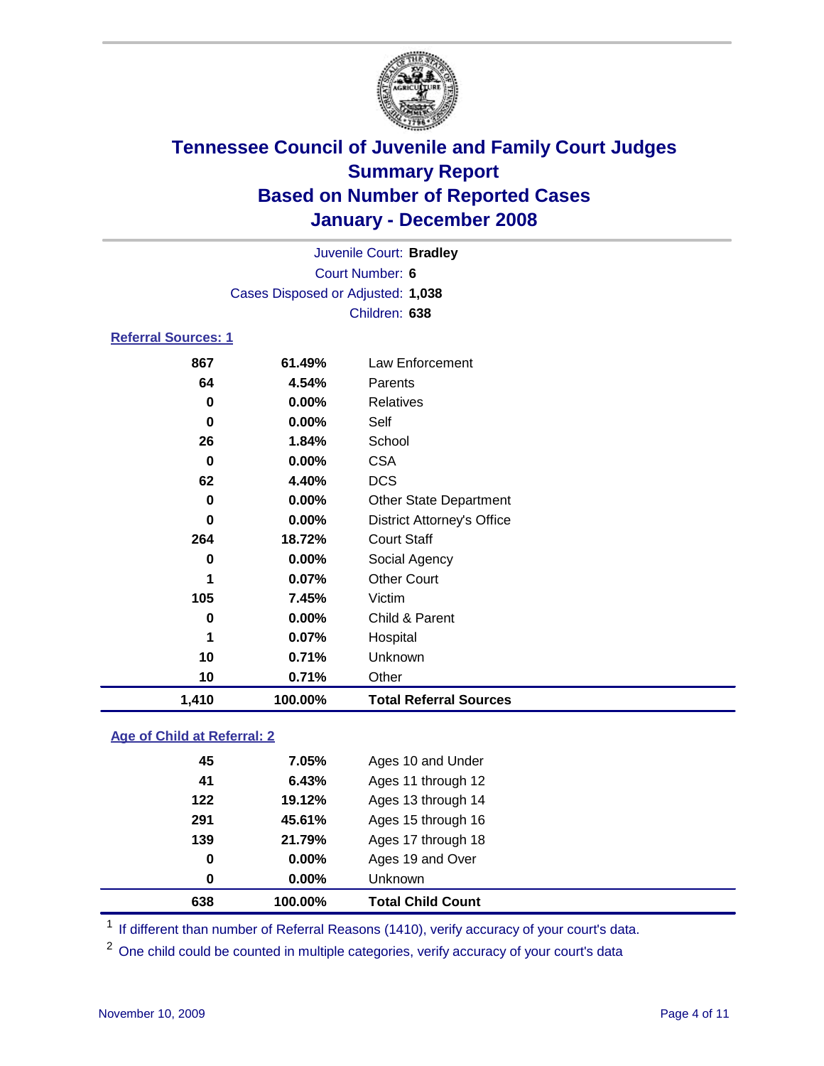# Tennessee Council of Juvenile and Family Court Judges
## Summary Report
## Based on Number of Reported Cases
## January - December 2008

Juvenile Court: **Bradley**
Court Number: **6**
Cases Disposed or Adjusted: **1,038**
Children: **638**

### Referral Sources: 1

| | | |
|---|---|---|
| 867 | 61.49% | Law Enforcement |
| 64 | 4.54% | Parents |
| 0 | 0.00% | Relatives |
| 0 | 0.00% | Self |
| 26 | 1.84% | School |
| 0 | 0.00% | CSA |
| 62 | 4.40% | DCS |
| 0 | 0.00% | Other State Department |
| 0 | 0.00% | District Attorney's Office |
| 264 | 18.72% | Court Staff |
| 0 | 0.00% | Social Agency |
| 1 | 0.07% | Other Court |
| 105 | 7.45% | Victim |
| 0 | 0.00% | Child & Parent |
| 1 | 0.07% | Hospital |
| 10 | 0.71% | Unknown |
| 10 | 0.71% | Other |
| **1,410** | **100.00%** | **Total Referral Sources** |

### Age of Child at Referral: 2

| | | |
|---|---|---|
| 45 | 7.05% | Ages 10 and Under |
| 41 | 6.43% | Ages 11 through 12 |
| 122 | 19.12% | Ages 13 through 14 |
| 291 | 45.61% | Ages 15 through 16 |
| 139 | 21.79% | Ages 17 through 18 |
| 0 | 0.00% | Ages 19 and Over |
| 0 | 0.00% | Unknown |
| **638** | **100.00%** | **Total Child Count** |

[1] If different than number of Referral Reasons (1410), verify accuracy of your court's data.

[2] One child could be counted in multiple categories, verify accuracy of your court's data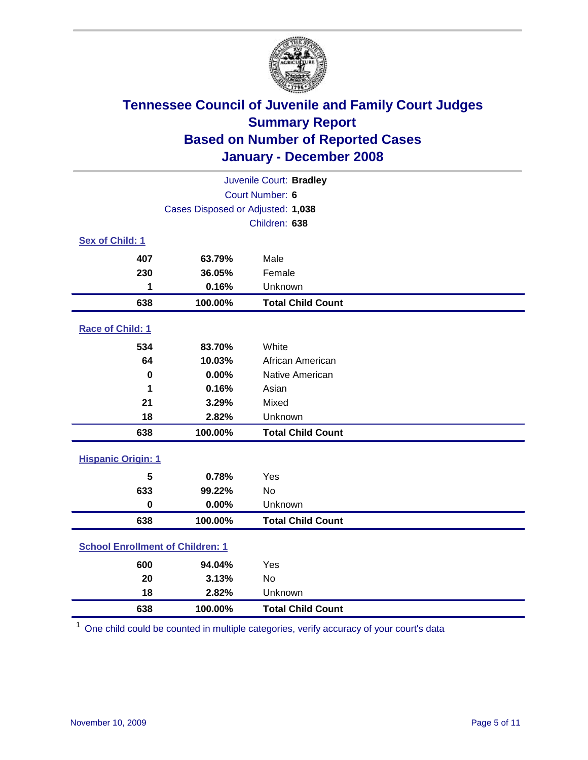# Tennessee Council of Juvenile and Family Court Judges
## Summary Report
## Based on Number of Reported Cases
## January - December 2008

Juvenile Court: **Bradley**
Court Number: **6**
Cases Disposed or Adjusted: **1,038**
Children: **638**

### Sex of Child: 1

| Count | Percent | Category |
|---|---|---|
| 407 | 63.79% | Male |
| 230 | 36.05% | Female |
| 1 | 0.16% | Unknown |
| **638** | **100.00%** | **Total Child Count** |

### Race of Child: 1

| Count | Percent | Category |
|---|---|---|
| 534 | 83.70% | White |
| 64 | 10.03% | African American |
| 0 | 0.00% | Native American |
| 1 | 0.16% | Asian |
| 21 | 3.29% | Mixed |
| 18 | 2.82% | Unknown |
| **638** | **100.00%** | **Total Child Count** |

### Hispanic Origin: 1

| Count | Percent | Category |
|---|---|---|
| 5 | 0.78% | Yes |
| 633 | 99.22% | No |
| 0 | 0.00% | Unknown |
| **638** | **100.00%** | **Total Child Count** |

### School Enrollment of Children: 1

| Count | Percent | Category |
|---|---|---|
| 600 | 94.04% | Yes |
| 20 | 3.13% | No |
| 18 | 2.82% | Unknown |
| **638** | **100.00%** | **Total Child Count** |

[1] One child could be counted in multiple categories, verify accuracy of your court's data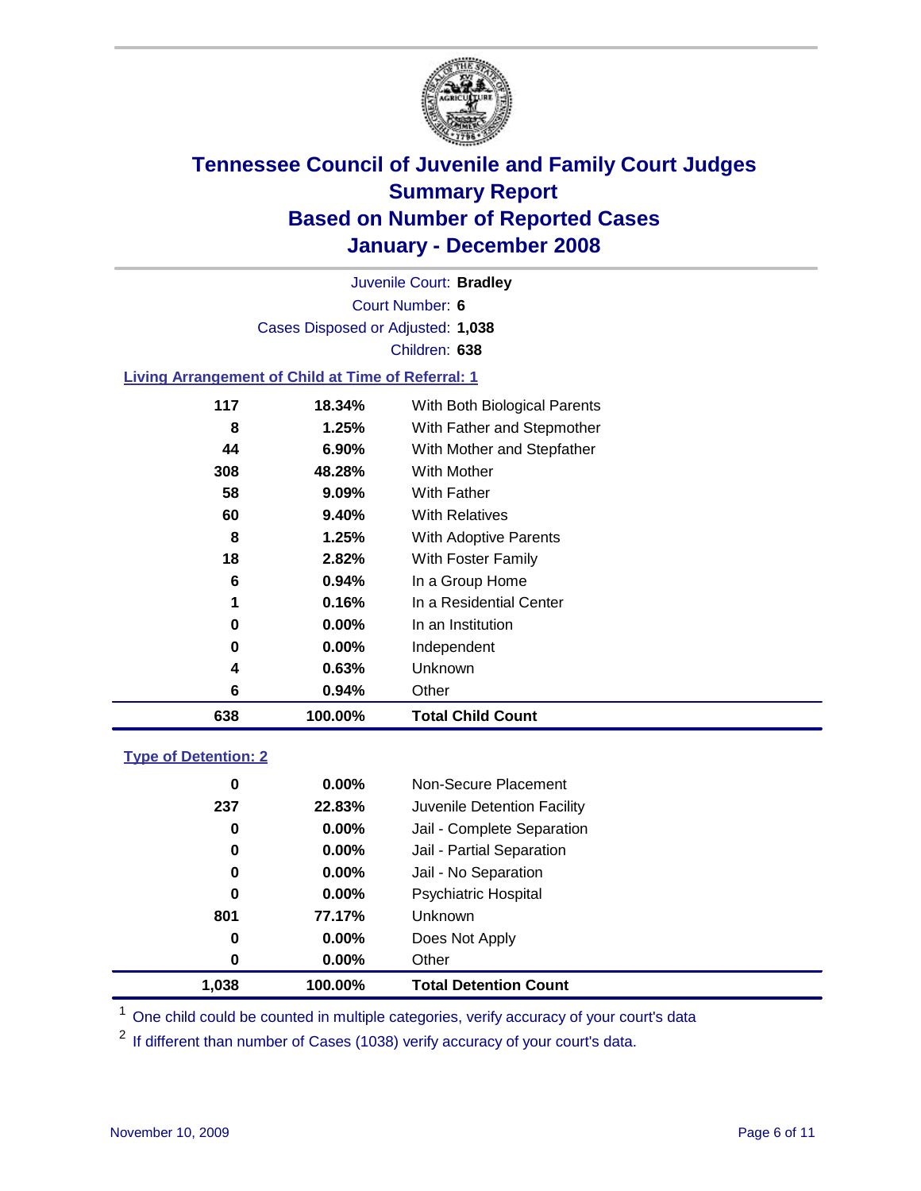# Tennessee Council of Juvenile and Family Court Judges
## Summary Report
## Based on Number of Reported Cases
## January - December 2008

Juvenile Court: **Bradley**

Court Number: **6**

Cases Disposed or Adjusted: **1,038**

Children: **638**

### Living Arrangement of Child at Time of Referral: 1

| Count | Percent | Category |
|---|---|---|
| 117 | 18.34% | With Both Biological Parents |
| 8 | 1.25% | With Father and Stepmother |
| 44 | 6.90% | With Mother and Stepfather |
| 308 | 48.28% | With Mother |
| 58 | 9.09% | With Father |
| 60 | 9.40% | With Relatives |
| 8 | 1.25% | With Adoptive Parents |
| 18 | 2.82% | With Foster Family |
| 6 | 0.94% | In a Group Home |
| 1 | 0.16% | In a Residential Center |
| 0 | 0.00% | In an Institution |
| 0 | 0.00% | Independent |
| 4 | 0.63% | Unknown |
| 6 | 0.94% | Other |
| **638** | **100.00%** | **Total Child Count** |

### Type of Detention: 2

| Count | Percent | Category |
|---|---|---|
| 0 | 0.00% | Non-Secure Placement |
| 237 | 22.83% | Juvenile Detention Facility |
| 0 | 0.00% | Jail - Complete Separation |
| 0 | 0.00% | Jail - Partial Separation |
| 0 | 0.00% | Jail - No Separation |
| 0 | 0.00% | Psychiatric Hospital |
| 801 | 77.17% | Unknown |
| 0 | 0.00% | Does Not Apply |
| 0 | 0.00% | Other |
| **1,038** | **100.00%** | **Total Detention Count** |

[1] One child could be counted in multiple categories, verify accuracy of your court's data

[2] If different than number of Cases (1038) verify accuracy of your court's data.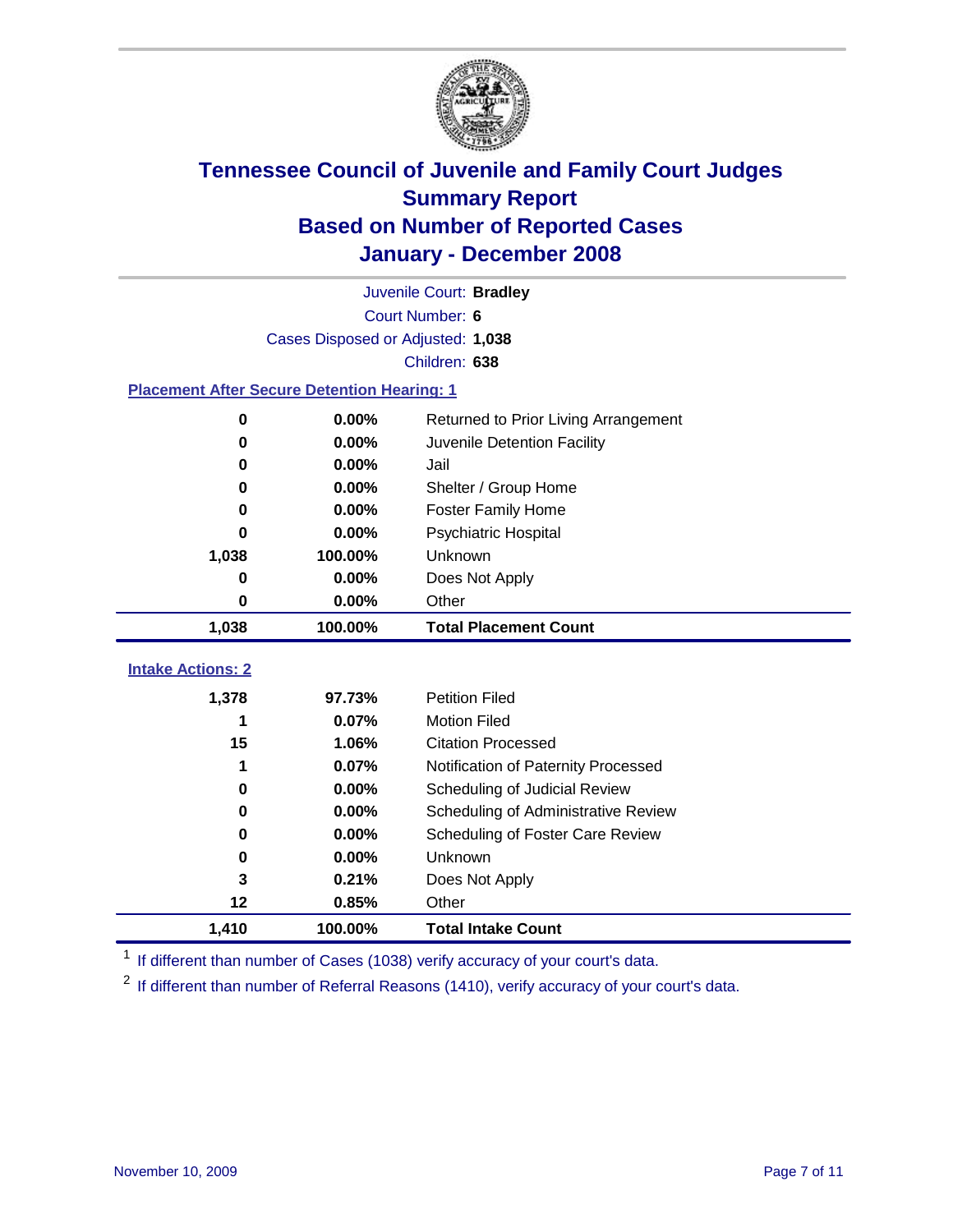# Tennessee Council of Juvenile and Family Court Judges
## Summary Report
## Based on Number of Reported Cases
## January - December 2008

Juvenile Court: **Bradley**
Court Number: **6**
Cases Disposed or Adjusted: **1,038**
Children: **638**

### Placement After Secure Detention Hearing: 1

| | | |
|---|---|---|
| **0** | **0.00%** | Returned to Prior Living Arrangement |
| **0** | **0.00%** | Juvenile Detention Facility |
| **0** | **0.00%** | Jail |
| **0** | **0.00%** | Shelter / Group Home |
| **0** | **0.00%** | Foster Family Home |
| **0** | **0.00%** | Psychiatric Hospital |
| **1,038** | **100.00%** | Unknown |
| **0** | **0.00%** | Does Not Apply |
| **0** | **0.00%** | Other |
| **1,038** | **100.00%** | **Total Placement Count** |

### Intake Actions: 2

| | | |
|---|---|---|
| **1,378** | **97.73%** | Petition Filed |
| **1** | **0.07%** | Motion Filed |
| **15** | **1.06%** | Citation Processed |
| **1** | **0.07%** | Notification of Paternity Processed |
| **0** | **0.00%** | Scheduling of Judicial Review |
| **0** | **0.00%** | Scheduling of Administrative Review |
| **0** | **0.00%** | Scheduling of Foster Care Review |
| **0** | **0.00%** | Unknown |
| **3** | **0.21%** | Does Not Apply |
| **12** | **0.85%** | Other |
| **1,410** | **100.00%** | **Total Intake Count** |

[1] If different than number of Cases (1038) verify accuracy of your court's data.

[2] If different than number of Referral Reasons (1410), verify accuracy of your court's data.

November 10, 2009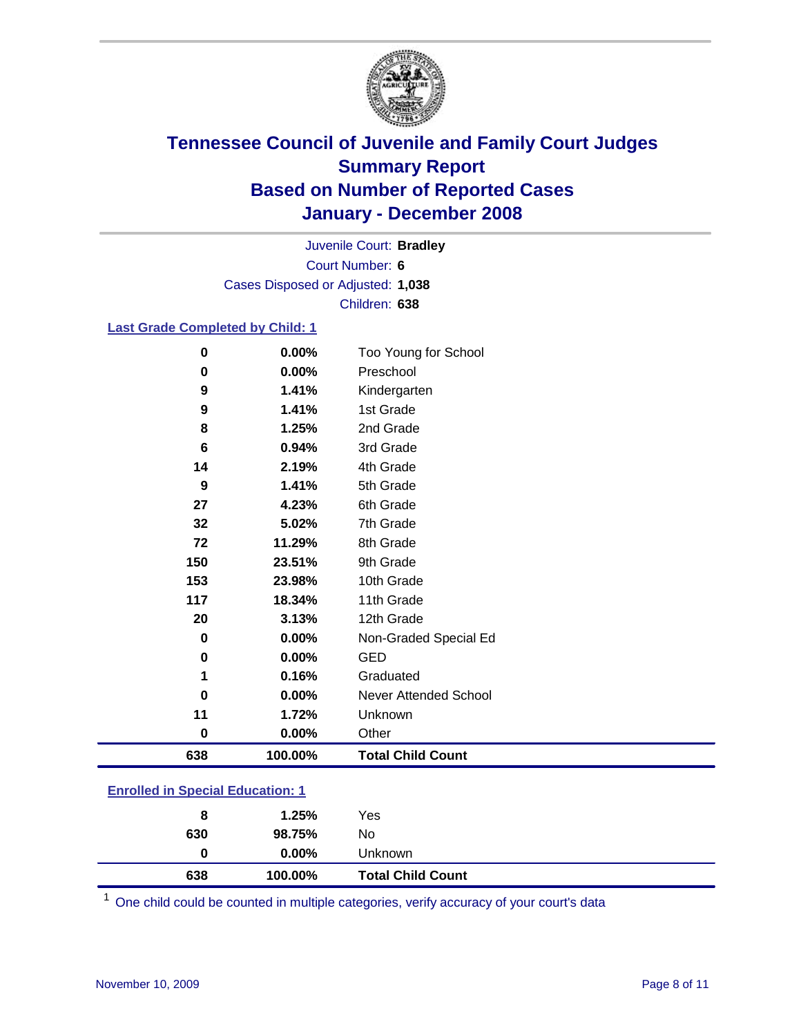# Tennessee Council of Juvenile and Family Court Judges
## Summary Report
## Based on Number of Reported Cases
## January - December 2008

Juvenile Court: **Bradley**
Court Number: **6**
Cases Disposed or Adjusted: **1,038**
Children: **638**

### Last Grade Completed by Child: 1

| | | |
|---|---|---|
| 0 | 0.00% | Too Young for School |
| 0 | 0.00% | Preschool |
| 9 | 1.41% | Kindergarten |
| 9 | 1.41% | 1st Grade |
| 8 | 1.25% | 2nd Grade |
| 6 | 0.94% | 3rd Grade |
| 14 | 2.19% | 4th Grade |
| 9 | 1.41% | 5th Grade |
| 27 | 4.23% | 6th Grade |
| 32 | 5.02% | 7th Grade |
| 72 | 11.29% | 8th Grade |
| 150 | 23.51% | 9th Grade |
| 153 | 23.98% | 10th Grade |
| 117 | 18.34% | 11th Grade |
| 20 | 3.13% | 12th Grade |
| 0 | 0.00% | Non-Graded Special Ed |
| 0 | 0.00% | GED |
| 1 | 0.16% | Graduated |
| 0 | 0.00% | Never Attended School |
| 11 | 1.72% | Unknown |
| 0 | 0.00% | Other |
| **638** | **100.00%** | **Total Child Count** |

### Enrolled in Special Education: 1

| | | |
|---|---|---|
| 8 | 1.25% | Yes |
| 630 | 98.75% | No |
| 0 | 0.00% | Unknown |
| **638** | **100.00%** | **Total Child Count** |

[1] One child could be counted in multiple categories, verify accuracy of your court's data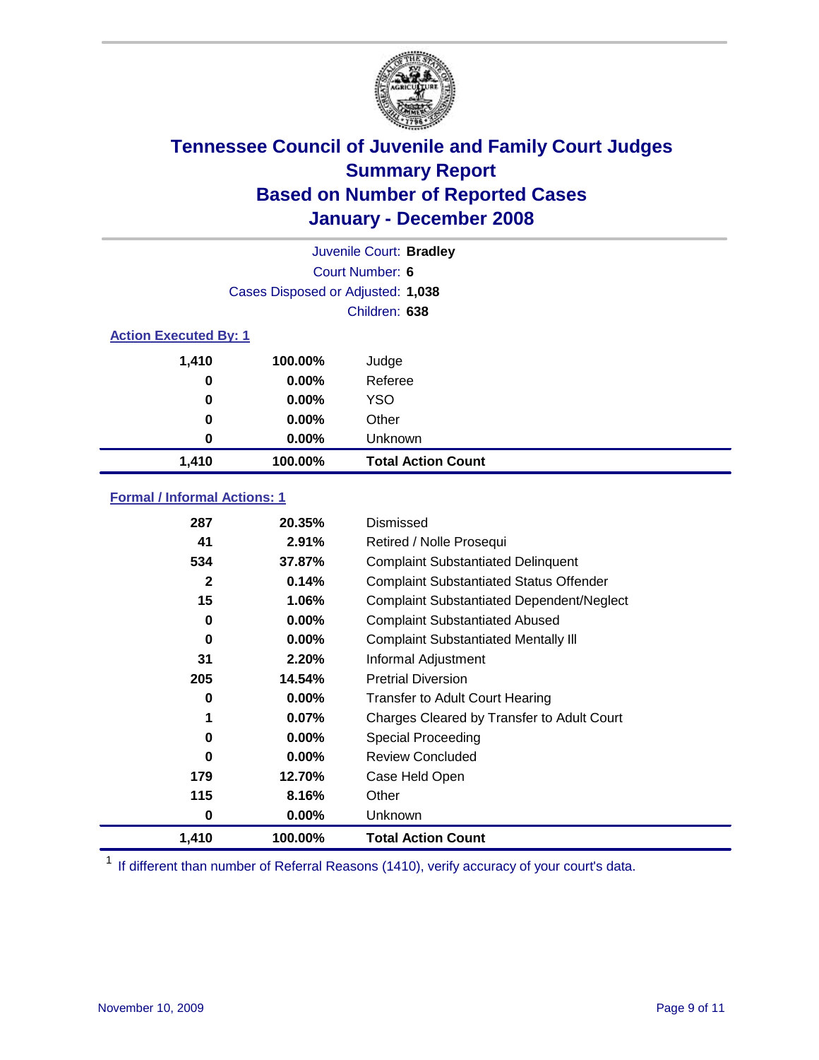# Tennessee Council of Juvenile and Family Court Judges
## Summary Report
## Based on Number of Reported Cases
## January - December 2008

Juvenile Court: **Bradley**
Court Number: **6**
Cases Disposed or Adjusted: **1,038**
Children: **638**

### Action Executed By: 1

| Count | Percent | Action |
|---|---|---|
| 1,410 | 100.00% | Judge |
| 0 | 0.00% | Referee |
| 0 | 0.00% | YSO |
| 0 | 0.00% | Other |
| 0 | 0.00% | Unknown |
| **1,410** | **100.00%** | **Total Action Count** |

### Formal / Informal Actions: 1

| Count | Percent | Action |
|---|---|---|
| 287 | 20.35% | Dismissed |
| 41 | 2.91% | Retired / Nolle Prosequi |
| 534 | 37.87% | Complaint Substantiated Delinquent |
| 2 | 0.14% | Complaint Substantiated Status Offender |
| 15 | 1.06% | Complaint Substantiated Dependent/Neglect |
| 0 | 0.00% | Complaint Substantiated Abused |
| 0 | 0.00% | Complaint Substantiated Mentally Ill |
| 31 | 2.20% | Informal Adjustment |
| 205 | 14.54% | Pretrial Diversion |
| 0 | 0.00% | Transfer to Adult Court Hearing |
| 1 | 0.07% | Charges Cleared by Transfer to Adult Court |
| 0 | 0.00% | Special Proceeding |
| 0 | 0.00% | Review Concluded |
| 179 | 12.70% | Case Held Open |
| 115 | 8.16% | Other |
| 0 | 0.00% | Unknown |
| **1,410** | **100.00%** | **Total Action Count** |

[1] If different than number of Referral Reasons (1410), verify accuracy of your court's data.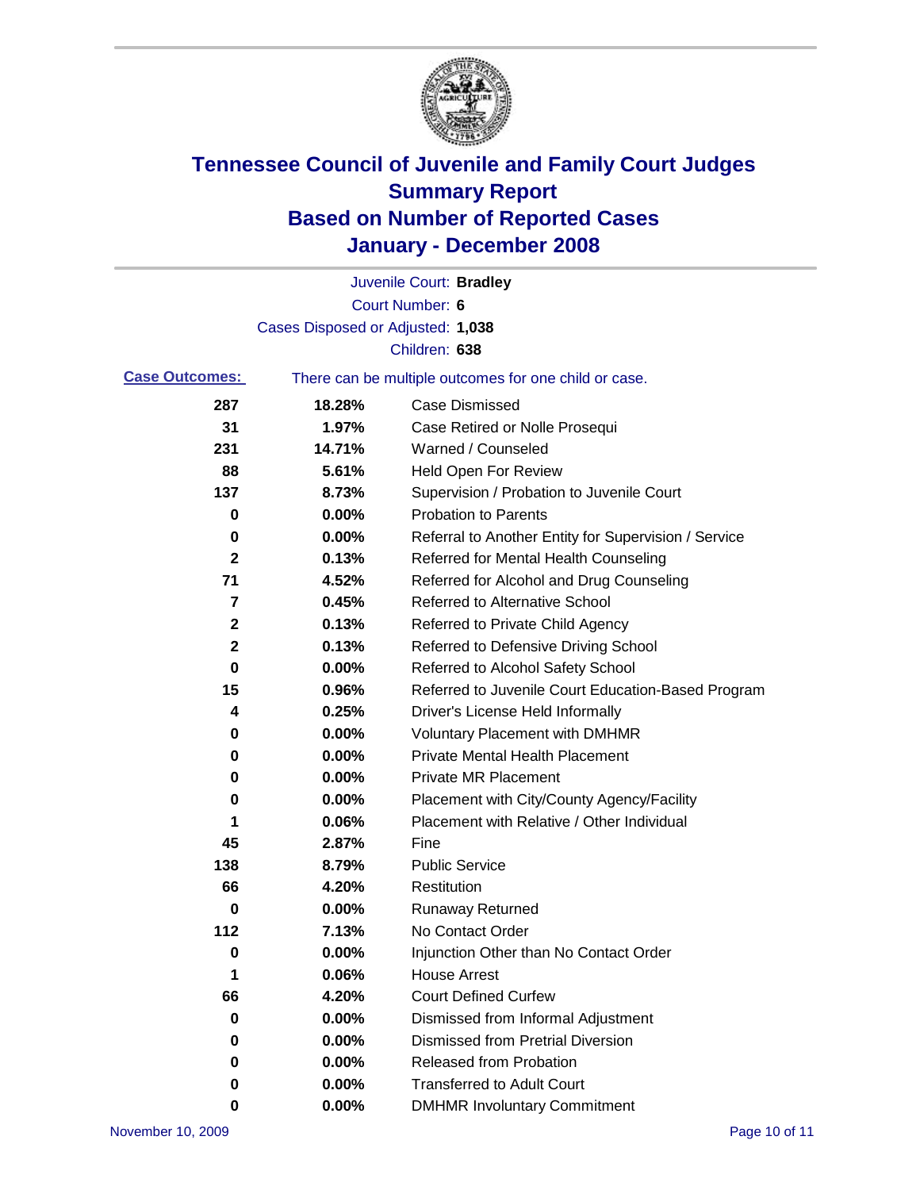# Tennessee Council of Juvenile and Family Court Judges
## Summary Report
## Based on Number of Reported Cases
## January - December 2008

Juvenile Court: **Bradley**
Court Number: **6**
Cases Disposed or Adjusted: **1,038**
Children: **638**

**Case Outcomes:** There can be multiple outcomes for one child or case.

| Count | Percent | Outcome |
|---|---|---|
| 287 | 18.28% | Case Dismissed |
| 31 | 1.97% | Case Retired or Nolle Prosequi |
| 231 | 14.71% | Warned / Counseled |
| 88 | 5.61% | Held Open For Review |
| 137 | 8.73% | Supervision / Probation to Juvenile Court |
| 0 | 0.00% | Probation to Parents |
| 0 | 0.00% | Referral to Another Entity for Supervision / Service |
| 2 | 0.13% | Referred for Mental Health Counseling |
| 71 | 4.52% | Referred for Alcohol and Drug Counseling |
| 7 | 0.45% | Referred to Alternative School |
| 2 | 0.13% | Referred to Private Child Agency |
| 2 | 0.13% | Referred to Defensive Driving School |
| 0 | 0.00% | Referred to Alcohol Safety School |
| 15 | 0.96% | Referred to Juvenile Court Education-Based Program |
| 4 | 0.25% | Driver's License Held Informally |
| 0 | 0.00% | Voluntary Placement with DMHMR |
| 0 | 0.00% | Private Mental Health Placement |
| 0 | 0.00% | Private MR Placement |
| 0 | 0.00% | Placement with City/County Agency/Facility |
| 1 | 0.06% | Placement with Relative / Other Individual |
| 45 | 2.87% | Fine |
| 138 | 8.79% | Public Service |
| 66 | 4.20% | Restitution |
| 0 | 0.00% | Runaway Returned |
| 112 | 7.13% | No Contact Order |
| 0 | 0.00% | Injunction Other than No Contact Order |
| 1 | 0.06% | House Arrest |
| 66 | 4.20% | Court Defined Curfew |
| 0 | 0.00% | Dismissed from Informal Adjustment |
| 0 | 0.00% | Dismissed from Pretrial Diversion |
| 0 | 0.00% | Released from Probation |
| 0 | 0.00% | Transferred to Adult Court |
| 0 | 0.00% | DMHMR Involuntary Commitment |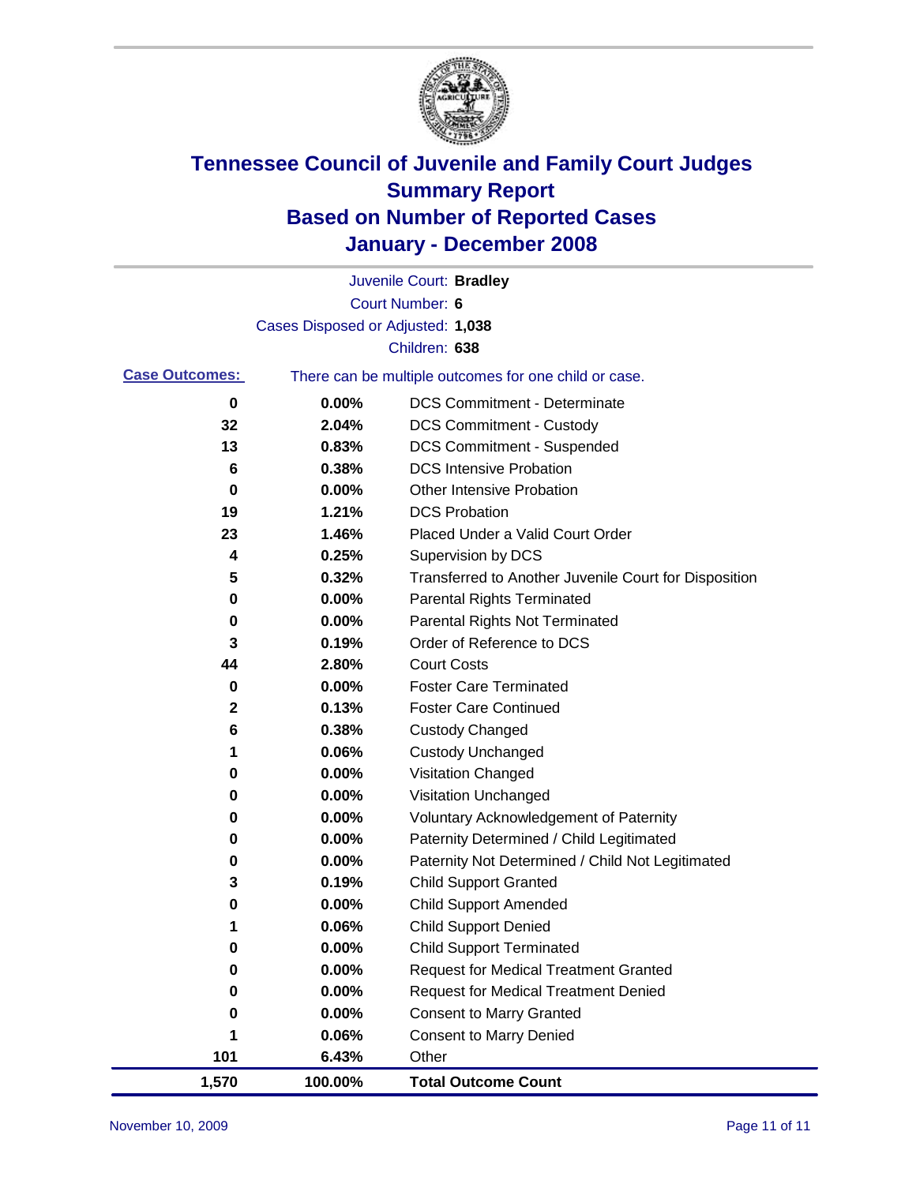# Tennessee Council of Juvenile and Family Court Judges
## Summary Report
## Based on Number of Reported Cases
## January - December 2008

Juvenile Court: **Bradley**

Court Number: **6**

Cases Disposed or Adjusted: **1,038**

Children: **638**

**Case Outcomes:** There can be multiple outcomes for one child or case.

| | | |
|---|---|---|
| 0 | 0.00% | DCS Commitment - Determinate |
| 32 | 2.04% | DCS Commitment - Custody |
| 13 | 0.83% | DCS Commitment - Suspended |
| 6 | 0.38% | DCS Intensive Probation |
| 0 | 0.00% | Other Intensive Probation |
| 19 | 1.21% | DCS Probation |
| 23 | 1.46% | Placed Under a Valid Court Order |
| 4 | 0.25% | Supervision by DCS |
| 5 | 0.32% | Transferred to Another Juvenile Court for Disposition |
| 0 | 0.00% | Parental Rights Terminated |
| 0 | 0.00% | Parental Rights Not Terminated |
| 3 | 0.19% | Order of Reference to DCS |
| 44 | 2.80% | Court Costs |
| 0 | 0.00% | Foster Care Terminated |
| 2 | 0.13% | Foster Care Continued |
| 6 | 0.38% | Custody Changed |
| 1 | 0.06% | Custody Unchanged |
| 0 | 0.00% | Visitation Changed |
| 0 | 0.00% | Visitation Unchanged |
| 0 | 0.00% | Voluntary Acknowledgement of Paternity |
| 0 | 0.00% | Paternity Determined / Child Legitimated |
| 0 | 0.00% | Paternity Not Determined / Child Not Legitimated |
| 3 | 0.19% | Child Support Granted |
| 0 | 0.00% | Child Support Amended |
| 1 | 0.06% | Child Support Denied |
| 0 | 0.00% | Child Support Terminated |
| 0 | 0.00% | Request for Medical Treatment Granted |
| 0 | 0.00% | Request for Medical Treatment Denied |
| 0 | 0.00% | Consent to Marry Granted |
| 1 | 0.06% | Consent to Marry Denied |
| 101 | 6.43% | Other |
| **1,570** | **100.00%** | **Total Outcome Count** |

November 10, 2009